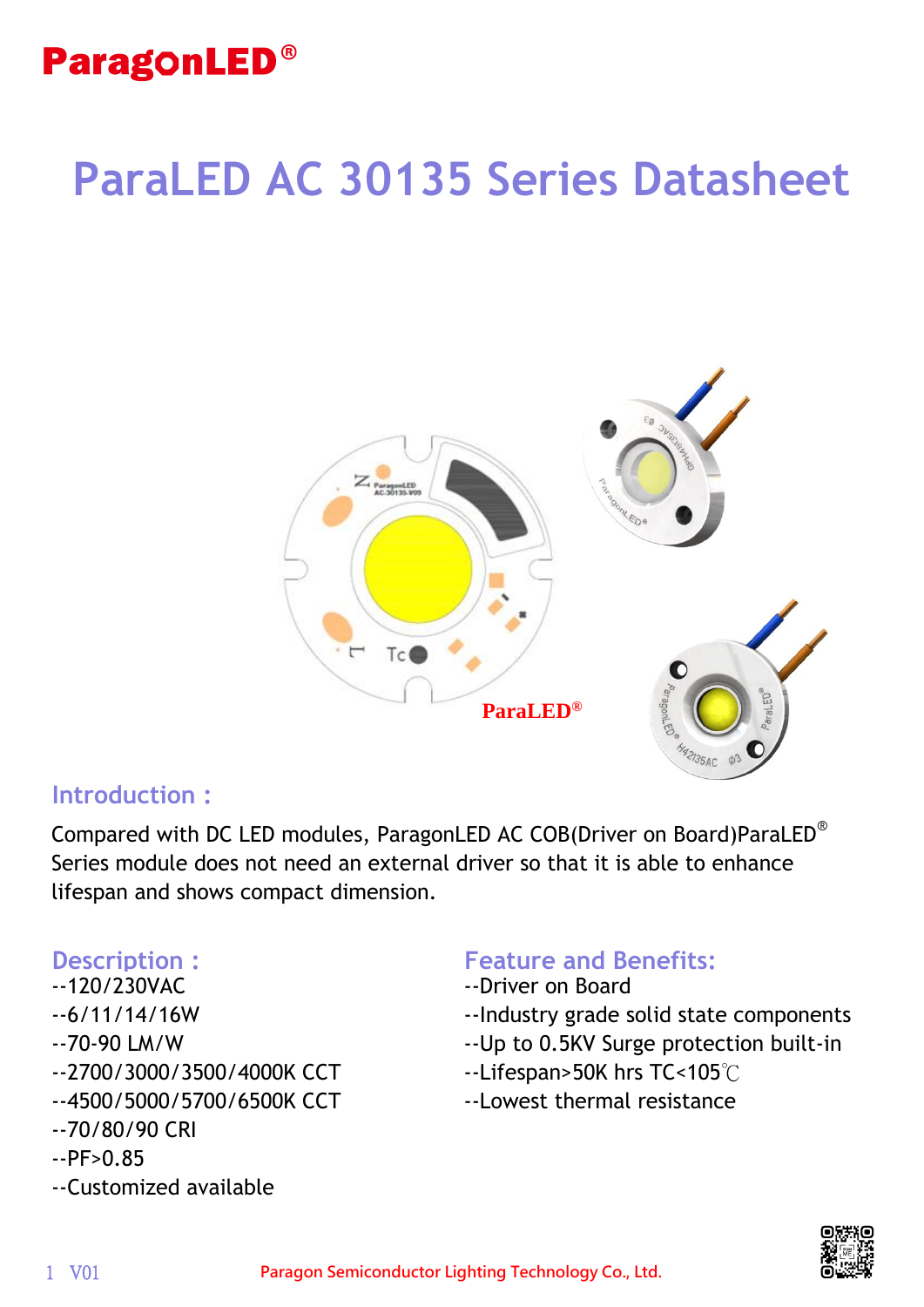ParagonLED®

# ParaLED AC 30135 Series Datasheet

ParaLED®

## Introduction :

Compared with DC LED modules, ParagonLED AC COB(Driver on Board)ParaLED® Series module does not need an external driver so that it is able to enhance lifespan and shows compact dimension.

## Description :

--120/230VAC
--6/11/14/16W
--70-90 LM/W
--2700/3000/3500/4000K CCT
--4500/5000/5700/6500K CCT
--70/80/90 CRI
--PF>0.85
--Customized available

## Feature and Benefits:

--Driver on Board
--Industry grade solid state components
--Up to 0.5KV Surge protection built-in
--Lifespan>50K hrs TC<105℃
--Lowest thermal resistance

Paragon Semiconductor Lighting Technology Co., Ltd.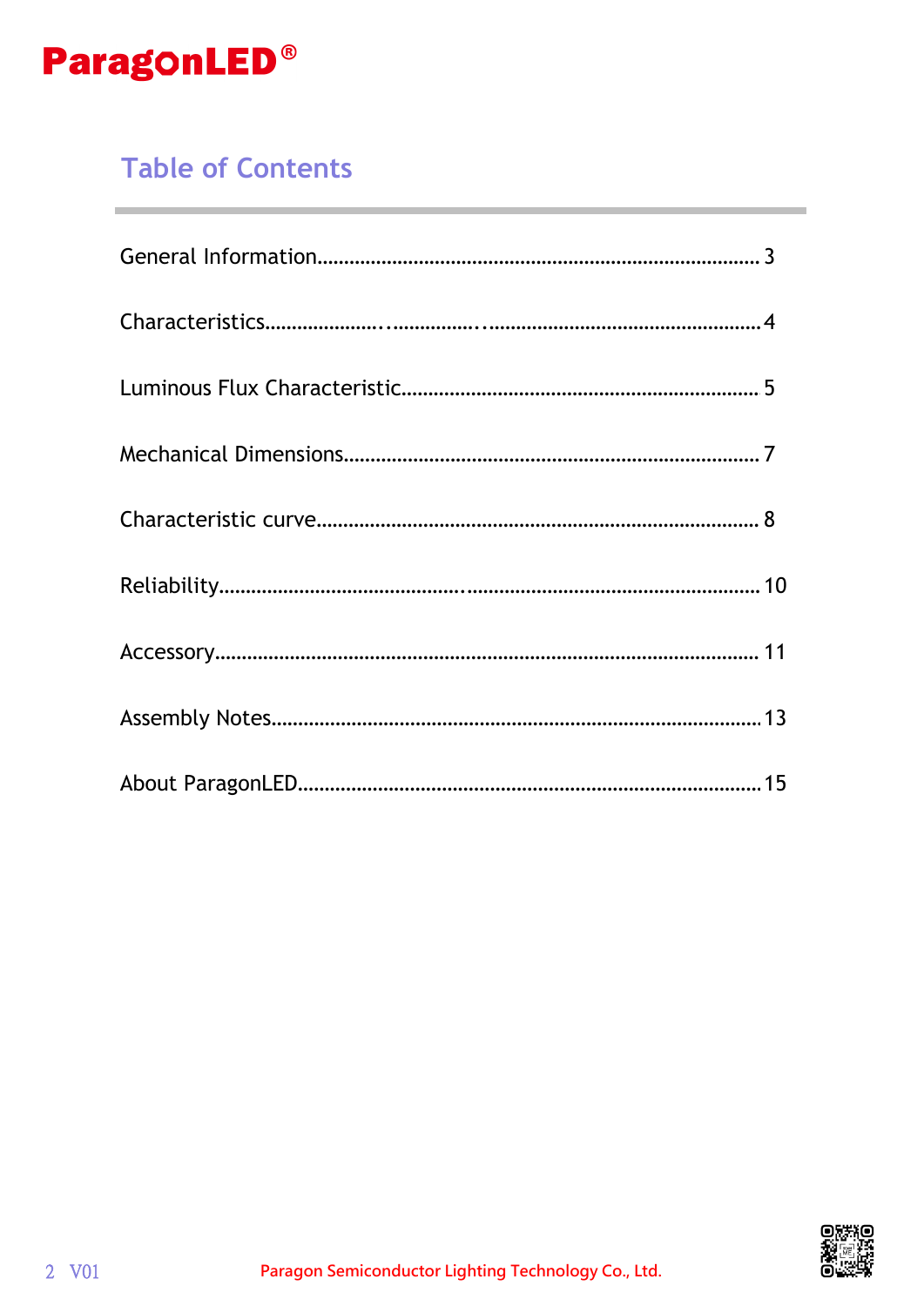# Table of Contents

General Information.................................................................................. 3

Characteristics..................................................................................... 4

Luminous Flux Characteristic.................................................................. 5

Mechanical Dimensions............................................................................ 7

Characteristic curve.................................................................................. 8

Reliability............................................................................................. 10

Accessory.............................................................................................. 11

Assembly Notes..................................................................................... 13

About ParagonLED................................................................................ 15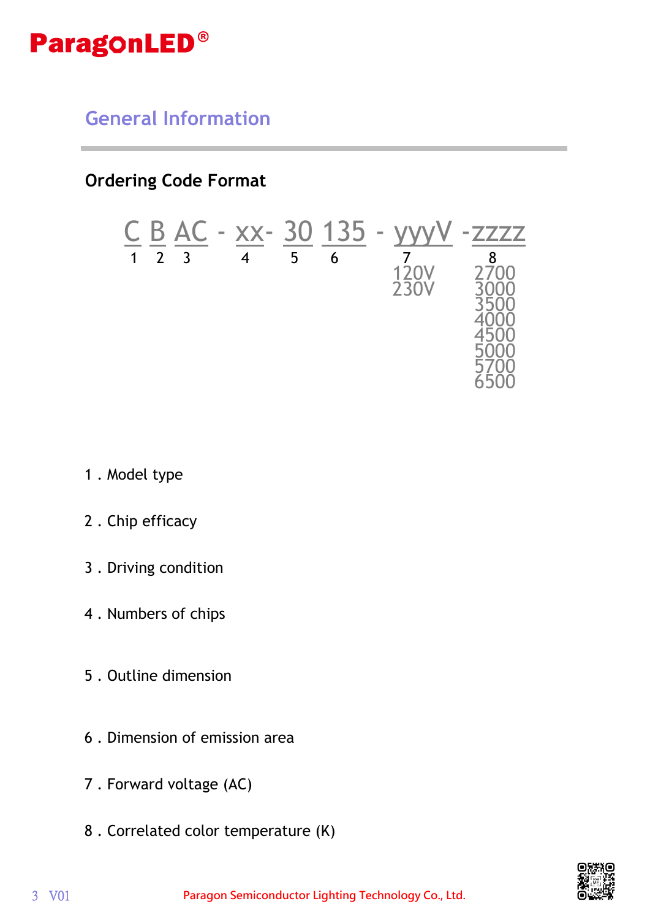## General Information

### Ordering Code Format

C B AC - xx- 30 135 - yyyV -zzzz

| C | B | AC | xx | 30 | 135 | yyyV | zzzz |
|---|---|---|---|---|---|---|---|
| 1 | 2 | 3 | 4 | 5 | 6 | 7 | 8 |
| | | | | | | 120V | 2700 |
| | | | | | | 230V | 3000 |
| | | | | | | | 3500 |
| | | | | | | | 4000 |
| | | | | | | | 4500 |
| | | | | | | | 5000 |
| | | | | | | | 5700 |
| | | | | | | | 6500 |

1 . Model type

2 . Chip efficacy

3 . Driving condition

4 . Numbers of chips

5 . Outline dimension

6 . Dimension of emission area

7 . Forward voltage (AC)

8 . Correlated color temperature (K)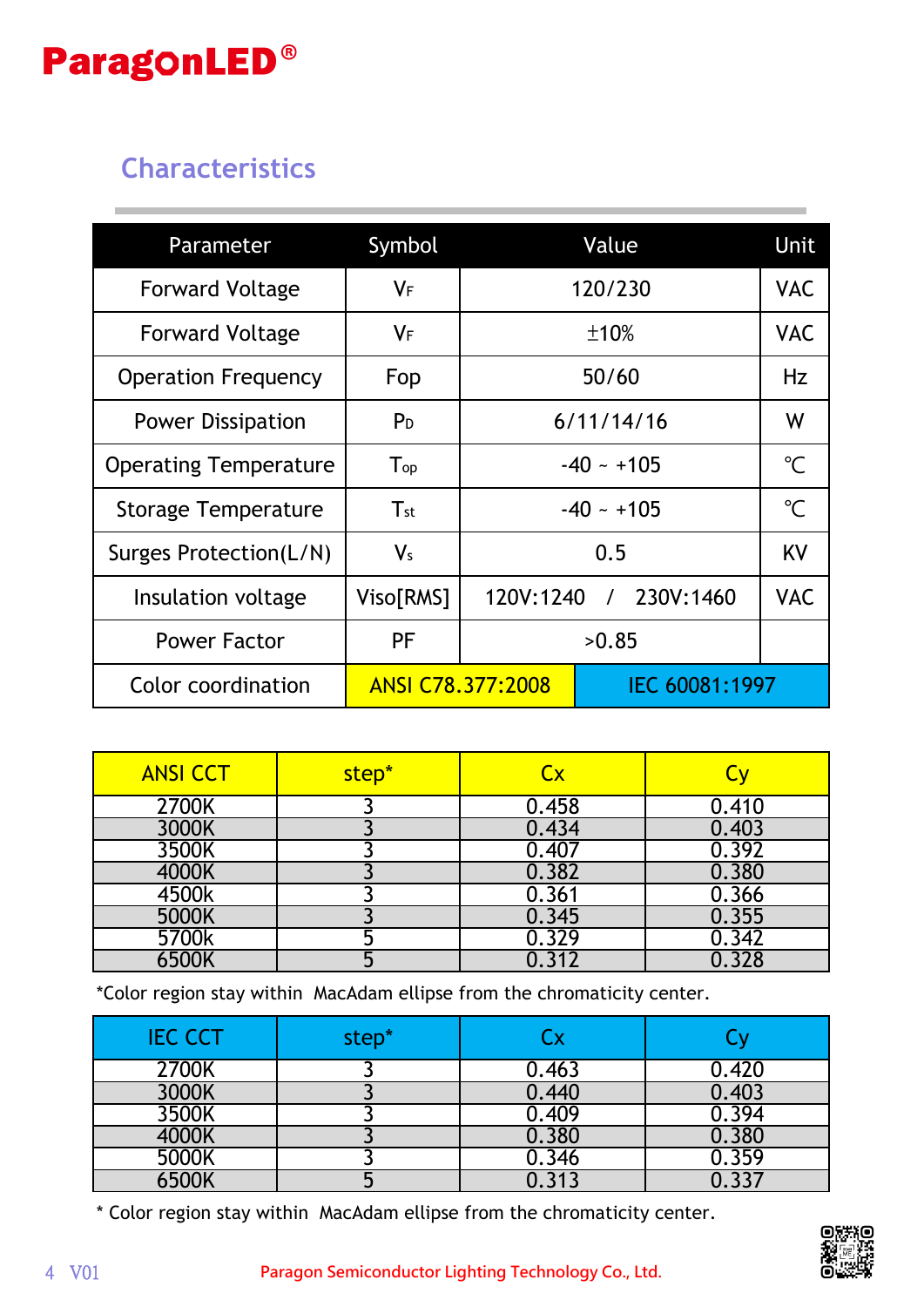## Characteristics

| Parameter | Symbol | Value | | Unit |
|---|---|---|---|---|
| Forward Voltage | $V_F$ | 120/230 | | VAC |
| Forward Voltage | $V_F$ | ±10% | | VAC |
| Operation Frequency | Fop | 50/60 | | Hz |
| Power Dissipation | $P_D$ | 6/11/14/16 | | W |
| Operating Temperature | $T_{op}$ | -40 ~ +105 | | ℃ |
| Storage Temperature | $T_{st}$ | -40 ~ +105 | | ℃ |
| Surges Protection(L/N) | $V_s$ | 0.5 | | KV |
| Insulation voltage | Viso[RMS] | 120V:1240 / 230V:1460 | | VAC |
| Power Factor | PF | >0.85 | | |
| Color coordination | | ANSI C78.377:2008 | IEC 60081:1997 | |

| ANSI CCT | step* | Cx | Cy |
|---|---|---|---|
| 2700K | 3 | 0.458 | 0.410 |
| 3000K | 3 | 0.434 | 0.403 |
| 3500K | 3 | 0.407 | 0.392 |
| 4000K | 3 | 0.382 | 0.380 |
| 4500k | 3 | 0.361 | 0.366 |
| 5000K | 3 | 0.345 | 0.355 |
| 5700k | 5 | 0.329 | 0.342 |
| 6500K | 5 | 0.312 | 0.328 |

*Color region stay within MacAdam ellipse from the chromaticity center.

| IEC CCT | step* | Cx | Cy |
|---|---|---|---|
| 2700K | 3 | 0.463 | 0.420 |
| 3000K | 3 | 0.440 | 0.403 |
| 3500K | 3 | 0.409 | 0.394 |
| 4000K | 3 | 0.380 | 0.380 |
| 5000K | 3 | 0.346 | 0.359 |
| 6500K | 5 | 0.313 | 0.337 |

* Color region stay within MacAdam ellipse from the chromaticity center.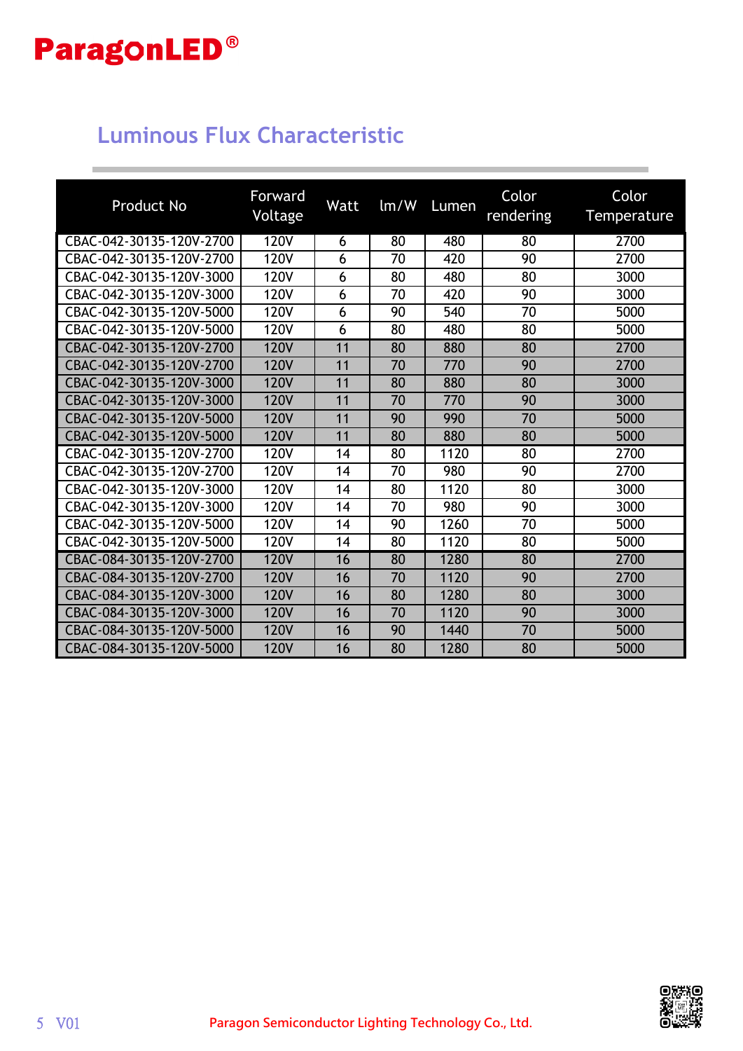## Luminous Flux Characteristic

| Product No | Forward Voltage | Watt | lm/W | Lumen | Color rendering | Color Temperature |
|---|---|---|---|---|---|---|
| CBAC-042-30135-120V-2700 | 120V | 6 | 80 | 480 | 80 | 2700 |
| CBAC-042-30135-120V-2700 | 120V | 6 | 70 | 420 | 90 | 2700 |
| CBAC-042-30135-120V-3000 | 120V | 6 | 80 | 480 | 80 | 3000 |
| CBAC-042-30135-120V-3000 | 120V | 6 | 70 | 420 | 90 | 3000 |
| CBAC-042-30135-120V-5000 | 120V | 6 | 90 | 540 | 70 | 5000 |
| CBAC-042-30135-120V-5000 | 120V | 6 | 80 | 480 | 80 | 5000 |
| CBAC-042-30135-120V-2700 | 120V | 11 | 80 | 880 | 80 | 2700 |
| CBAC-042-30135-120V-2700 | 120V | 11 | 70 | 770 | 90 | 2700 |
| CBAC-042-30135-120V-3000 | 120V | 11 | 80 | 880 | 80 | 3000 |
| CBAC-042-30135-120V-3000 | 120V | 11 | 70 | 770 | 90 | 3000 |
| CBAC-042-30135-120V-5000 | 120V | 11 | 90 | 990 | 70 | 5000 |
| CBAC-042-30135-120V-5000 | 120V | 11 | 80 | 880 | 80 | 5000 |
| CBAC-042-30135-120V-2700 | 120V | 14 | 80 | 1120 | 80 | 2700 |
| CBAC-042-30135-120V-2700 | 120V | 14 | 70 | 980 | 90 | 2700 |
| CBAC-042-30135-120V-3000 | 120V | 14 | 80 | 1120 | 80 | 3000 |
| CBAC-042-30135-120V-3000 | 120V | 14 | 70 | 980 | 90 | 3000 |
| CBAC-042-30135-120V-5000 | 120V | 14 | 90 | 1260 | 70 | 5000 |
| CBAC-042-30135-120V-5000 | 120V | 14 | 80 | 1120 | 80 | 5000 |
| CBAC-084-30135-120V-2700 | 120V | 16 | 80 | 1280 | 80 | 2700 |
| CBAC-084-30135-120V-2700 | 120V | 16 | 70 | 1120 | 90 | 2700 |
| CBAC-084-30135-120V-3000 | 120V | 16 | 80 | 1280 | 80 | 3000 |
| CBAC-084-30135-120V-3000 | 120V | 16 | 70 | 1120 | 90 | 3000 |
| CBAC-084-30135-120V-5000 | 120V | 16 | 90 | 1440 | 70 | 5000 |
| CBAC-084-30135-120V-5000 | 120V | 16 | 80 | 1280 | 80 | 5000 |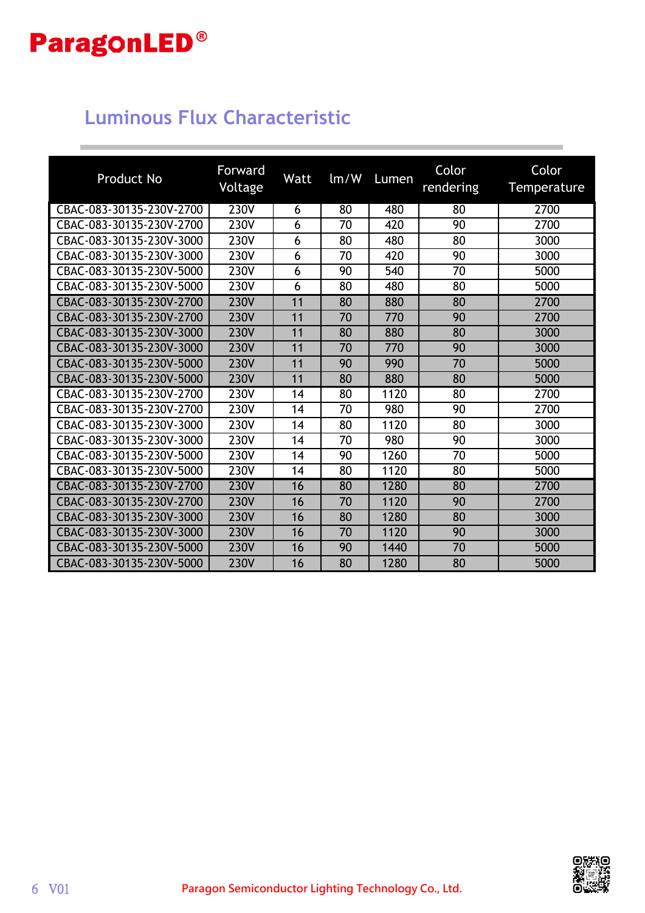## Luminous Flux Characteristic

| Product No | Forward Voltage | Watt | lm/W | Lumen | Color rendering | Color Temperature |
|---|---|---|---|---|---|---|
| CBAC-083-30135-230V-2700 | 230V | 6 | 80 | 480 | 80 | 2700 |
| CBAC-083-30135-230V-2700 | 230V | 6 | 70 | 420 | 90 | 2700 |
| CBAC-083-30135-230V-3000 | 230V | 6 | 80 | 480 | 80 | 3000 |
| CBAC-083-30135-230V-3000 | 230V | 6 | 70 | 420 | 90 | 3000 |
| CBAC-083-30135-230V-5000 | 230V | 6 | 90 | 540 | 70 | 5000 |
| CBAC-083-30135-230V-5000 | 230V | 6 | 80 | 480 | 80 | 5000 |
| CBAC-083-30135-230V-2700 | 230V | 11 | 80 | 880 | 80 | 2700 |
| CBAC-083-30135-230V-2700 | 230V | 11 | 70 | 770 | 90 | 2700 |
| CBAC-083-30135-230V-3000 | 230V | 11 | 80 | 880 | 80 | 3000 |
| CBAC-083-30135-230V-3000 | 230V | 11 | 70 | 770 | 90 | 3000 |
| CBAC-083-30135-230V-5000 | 230V | 11 | 90 | 990 | 70 | 5000 |
| CBAC-083-30135-230V-5000 | 230V | 11 | 80 | 880 | 80 | 5000 |
| CBAC-083-30135-230V-2700 | 230V | 14 | 80 | 1120 | 80 | 2700 |
| CBAC-083-30135-230V-2700 | 230V | 14 | 70 | 980 | 90 | 2700 |
| CBAC-083-30135-230V-3000 | 230V | 14 | 80 | 1120 | 80 | 3000 |
| CBAC-083-30135-230V-3000 | 230V | 14 | 70 | 980 | 90 | 3000 |
| CBAC-083-30135-230V-5000 | 230V | 14 | 90 | 1260 | 70 | 5000 |
| CBAC-083-30135-230V-5000 | 230V | 14 | 80 | 1120 | 80 | 5000 |
| CBAC-083-30135-230V-2700 | 230V | 16 | 80 | 1280 | 80 | 2700 |
| CBAC-083-30135-230V-2700 | 230V | 16 | 70 | 1120 | 90 | 2700 |
| CBAC-083-30135-230V-3000 | 230V | 16 | 80 | 1280 | 80 | 3000 |
| CBAC-083-30135-230V-3000 | 230V | 16 | 70 | 1120 | 90 | 3000 |
| CBAC-083-30135-230V-5000 | 230V | 16 | 90 | 1440 | 70 | 5000 |
| CBAC-083-30135-230V-5000 | 230V | 16 | 80 | 1280 | 80 | 5000 |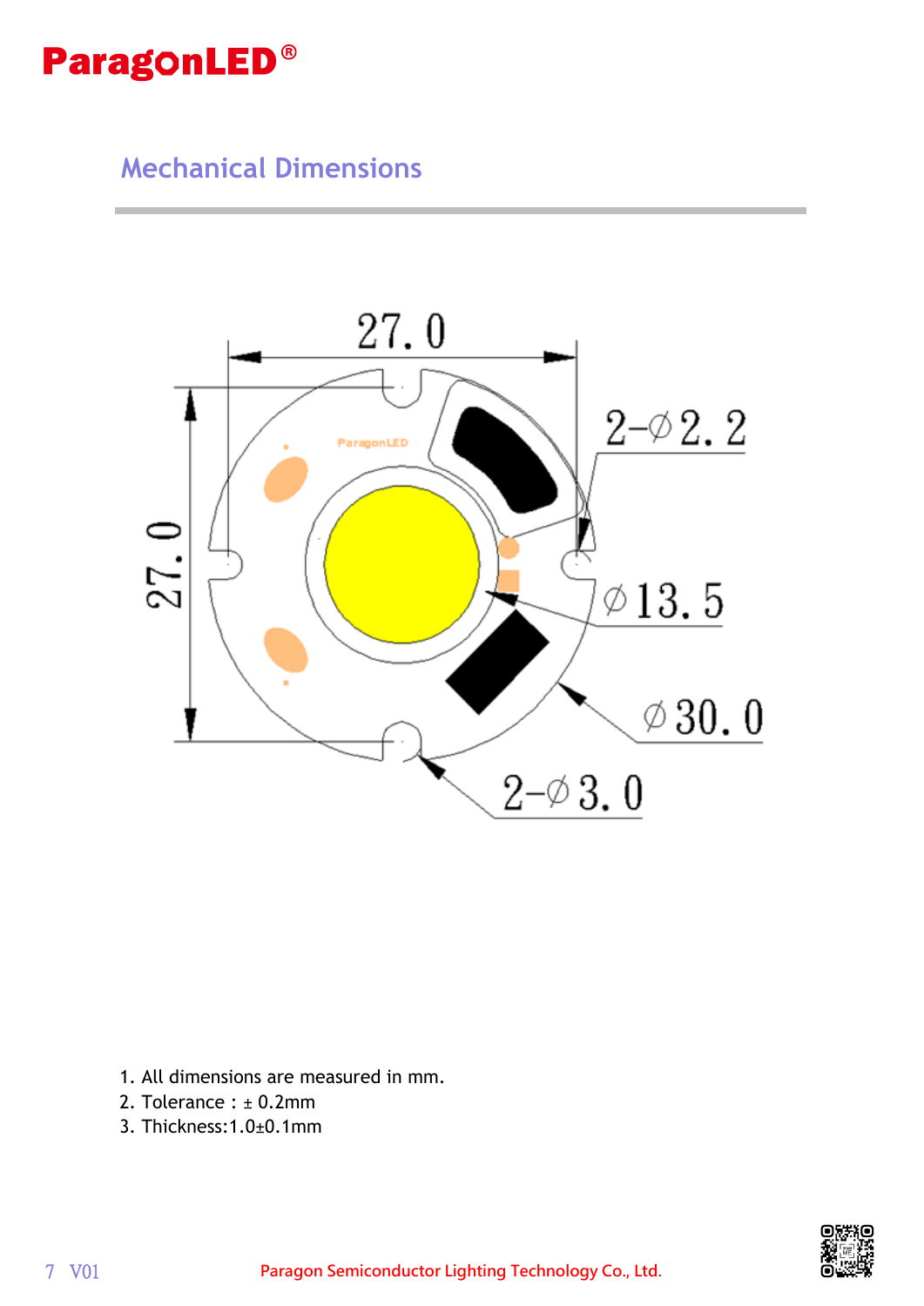## Mechanical Dimensions

27.0

27.0

2-Ø2.2

Ø13.5

Ø30.0

2-Ø3.0

1. All dimensions are measured in mm.
2. Tolerance : ± 0.2mm
3. Thickness:1.0±0.1mm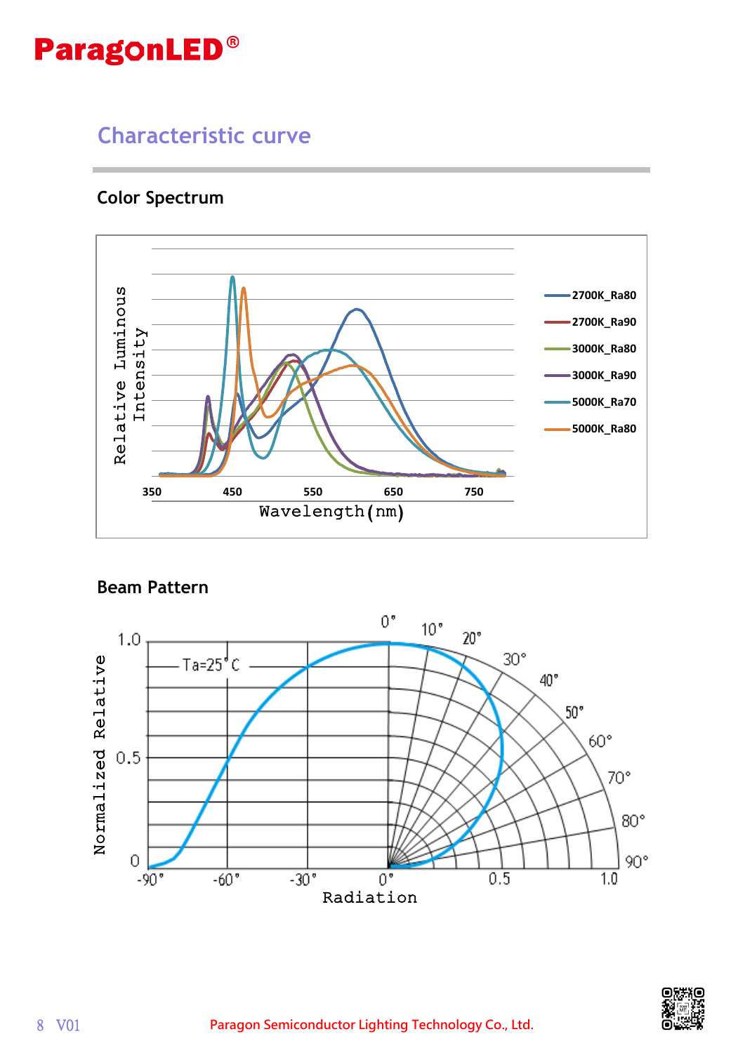## Characteristic curve

### Color Spectrum

### Beam Pattern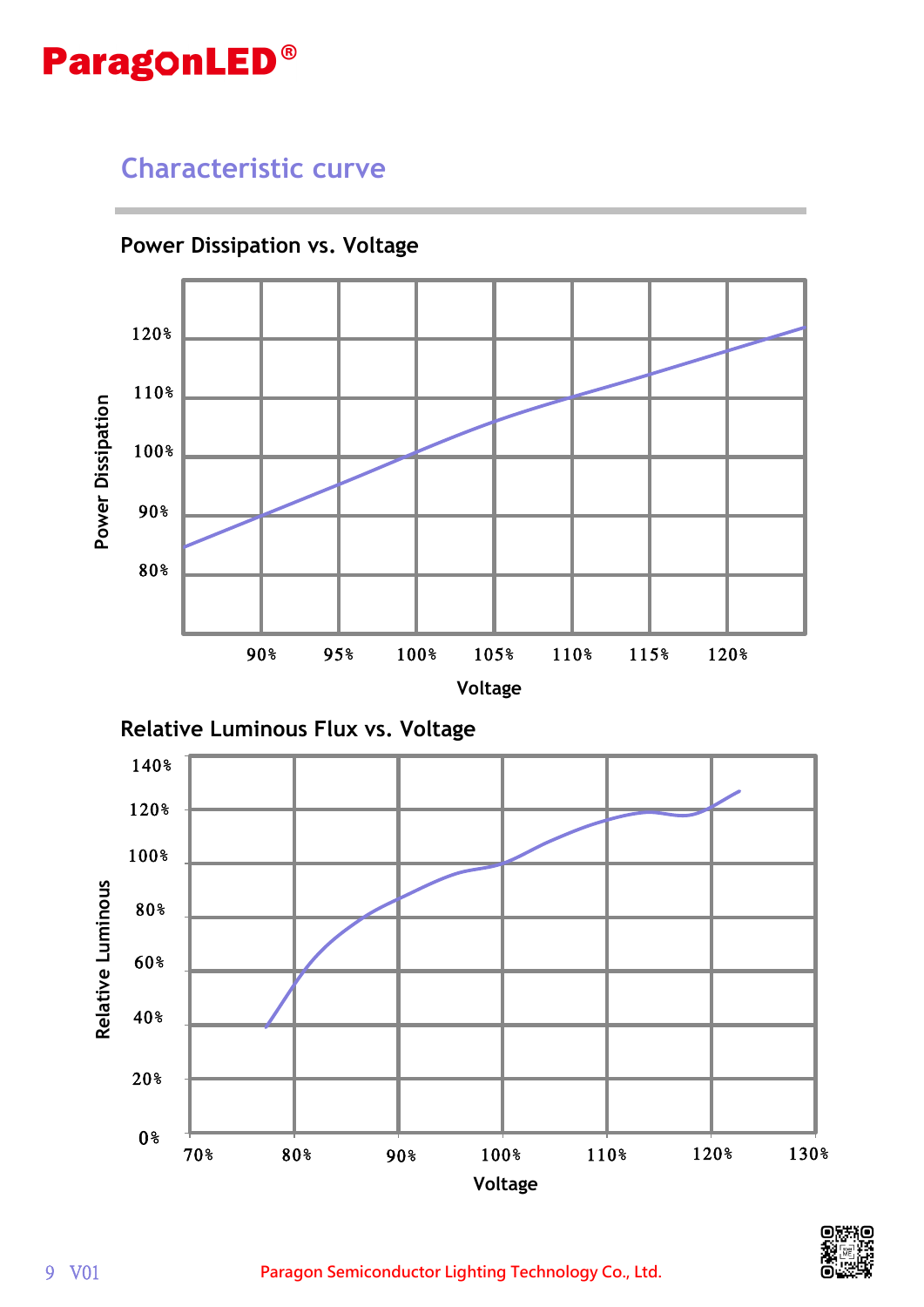## Characteristic curve

### Power Dissipation vs. Voltage

Power Dissipation

120%
110%
100%
90%
80%

90% 95% 100% 105% 110% 115% 120%

Voltage

### Relative Luminous Flux vs. Voltage

Relative Luminous

140%
120%
100%
80%
60%
40%
20%
0%

70% 80% 90% 100% 110% 120% 130%

Voltage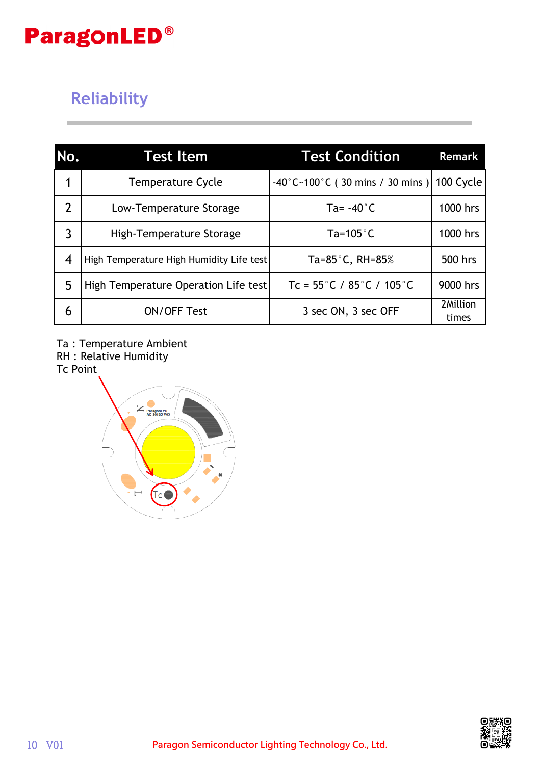## Reliability

| No. | Test Item | Test Condition | Remark |
|---|---|---|---|
| 1 | Temperature Cycle | -40˚C~100˚C ( 30 mins / 30 mins ) | 100 Cycle |
| 2 | Low-Temperature Storage | Ta= -40˚C | 1000 hrs |
| 3 | High-Temperature Storage | Ta=105˚C | 1000 hrs |
| 4 | High Temperature High Humidity Life test | Ta=85˚C, RH=85% | 500 hrs |
| 5 | High Temperature Operation Life test | Tc = 55˚C / 85˚C / 105˚C | 9000 hrs |
| 6 | ON/OFF Test | 3 sec ON, 3 sec OFF | 2Million times |

Ta : Temperature Ambient
RH : Relative Humidity
Tc Point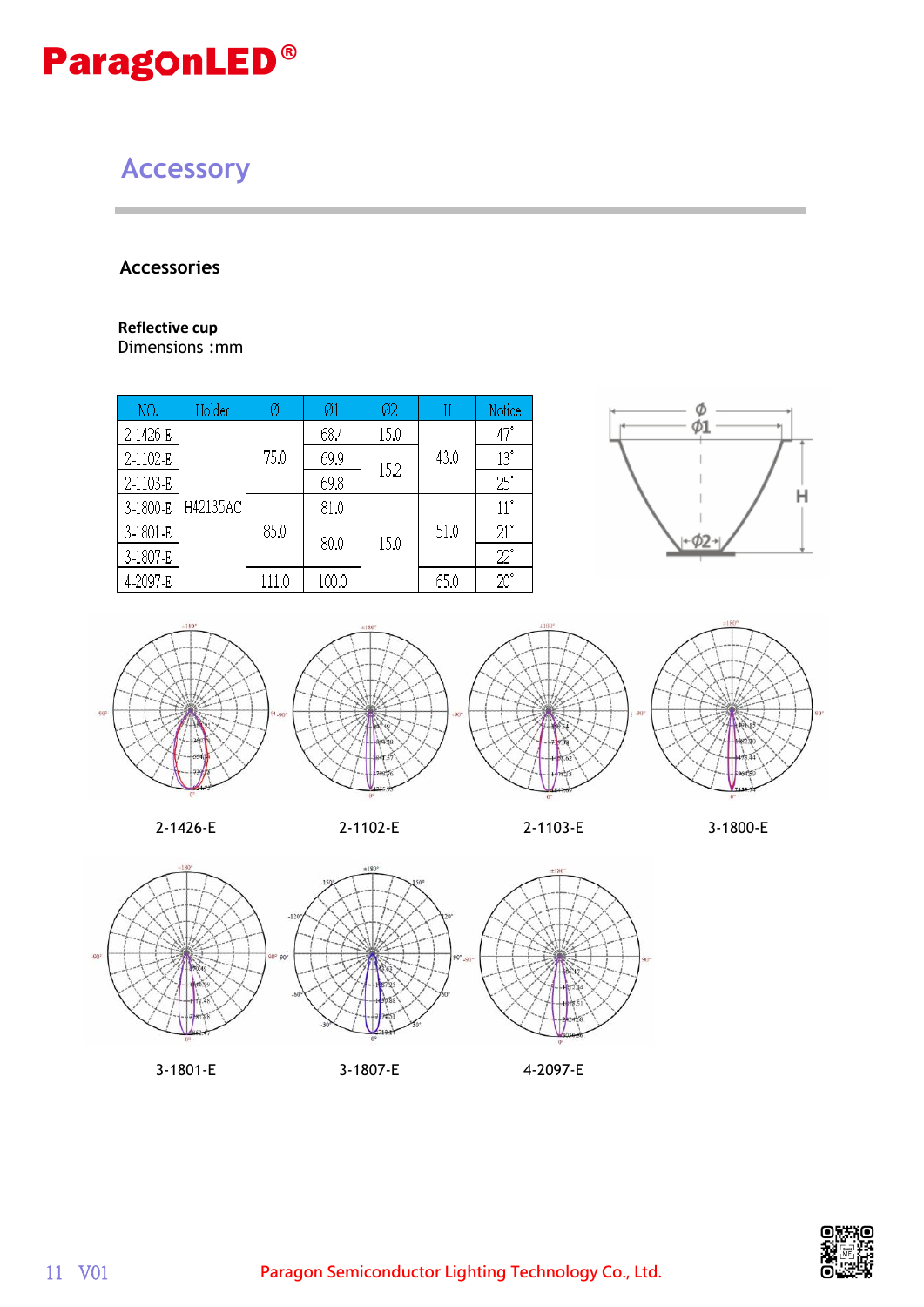# Accessory

## Accessories

**Reflective cup**
Dimensions :mm

| NO. | Holder | Ø | Ø1 | Ø2 | H | Notice |
|---|---|---|---|---|---|---|
| 2-1426-E | H42135AC | 75.0 | 68.4 | 15.0 | 43.0 | 47° |
| 2-1102-E | | | 69.9 | 15.2 | | 13° |
| 2-1103-E | | | 69.8 | | | 25° |
| 3-1800-E | | 85.0 | 81.0 | 15.0 | 51.0 | 11° |
| 3-1801-E | | | 80.0 | | | 21° |
| 3-1807-E | | | | | | 22° |
| 4-2097-E | | 111.0 | 100.0 | | 65.0 | 20° |

2-1426-E

2-1102-E

2-1103-E

3-1800-E

3-1801-E

3-1807-E

4-2097-E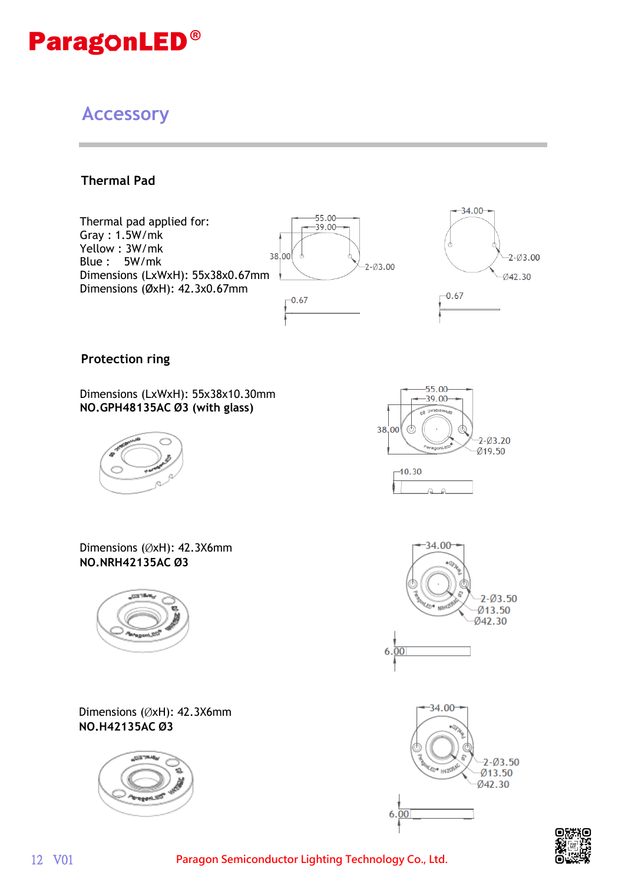## Accessory

### Thermal Pad

Thermal pad applied for:
Gray : 1.5W/mk
Yellow : 3W/mk
Blue : 5W/mk
Dimensions (LxWxH): 55x38x0.67mm
Dimensions (ØxH): 42.3x0.67mm

### Protection ring

Dimensions (LxWxH): 55x38x10.30mm
**NO.GPH48135AC Ø3 (with glass)**

Dimensions (ØxH): 42.3X6mm
**NO.NRH42135AC Ø3**

Dimensions (ØxH): 42.3X6mm
**NO.H42135AC Ø3**

Paragon Semiconductor Lighting Technology Co., Ltd.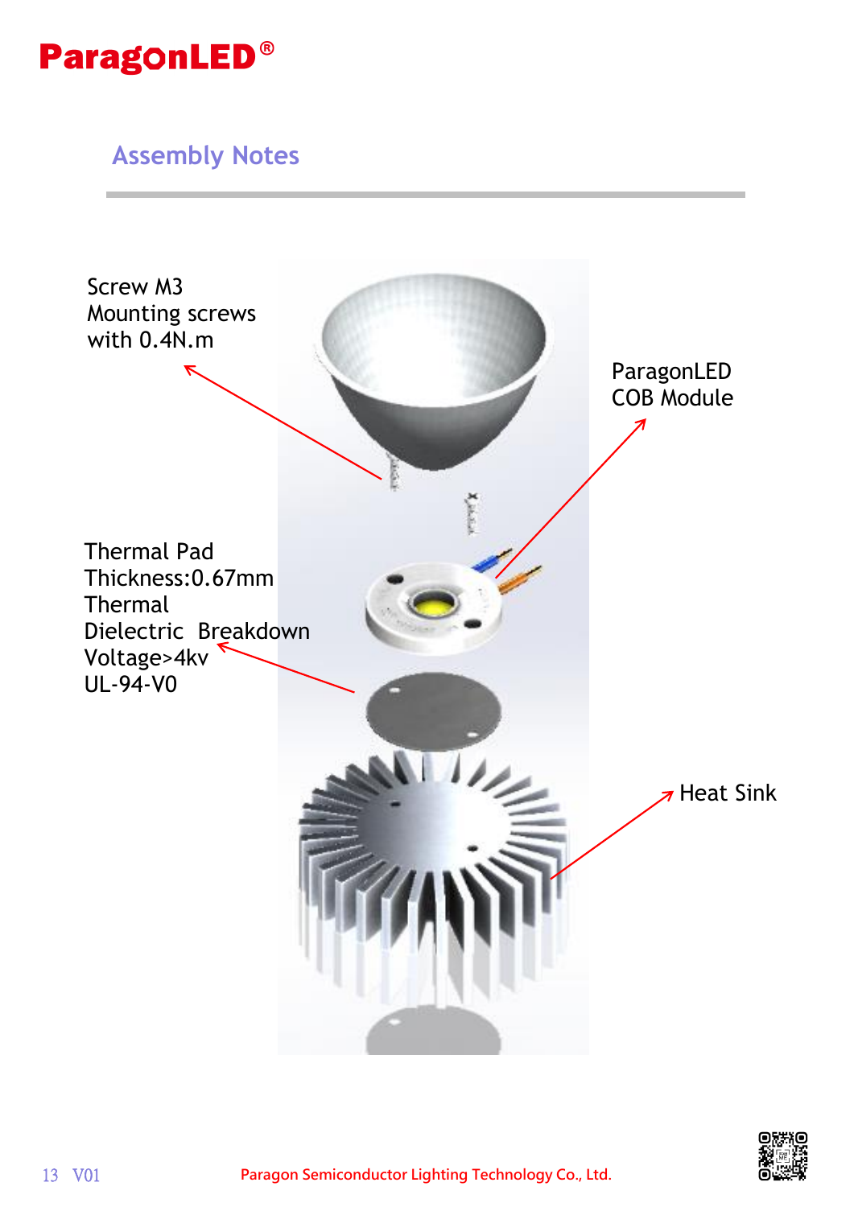## Assembly Notes

Screw M3
Mounting screws
with 0.4N.m

ParagonLED
COB Module

Thermal Pad
Thickness:0.67mm
Thermal
Dielectric Breakdown
Voltage>4kv
UL-94-V0

Heat Sink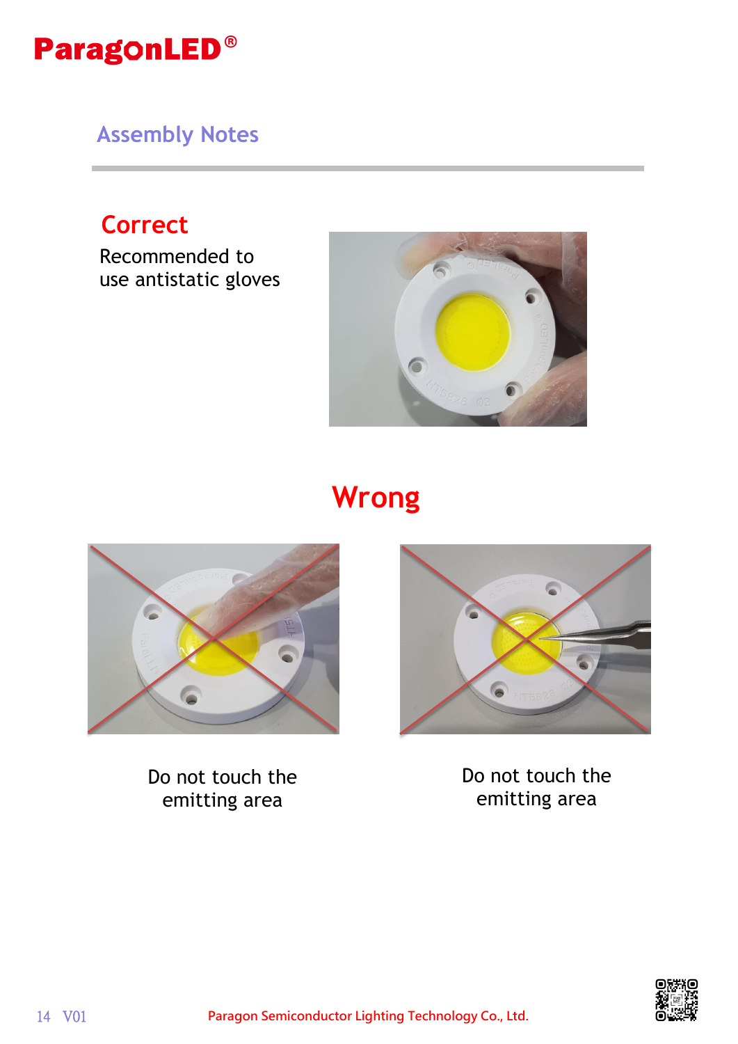## Assembly Notes

### Correct

Recommended to use antistatic gloves

### Wrong

Do not touch the emitting area

Do not touch the emitting area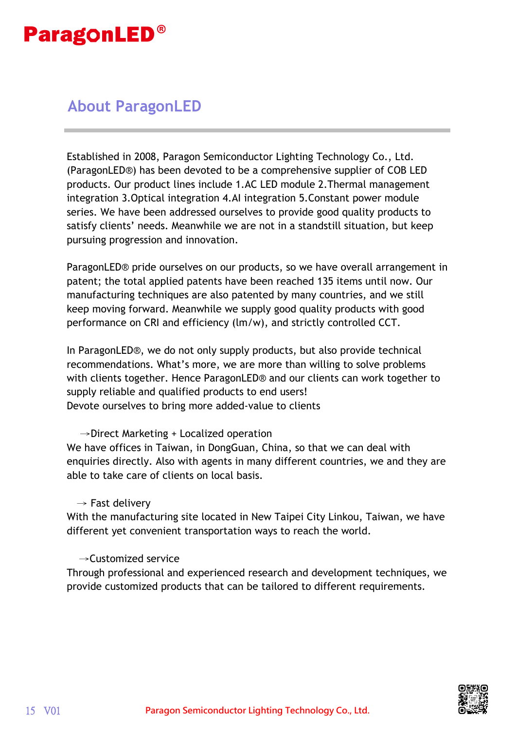# ParagonLED®

## About ParagonLED

Established in 2008, Paragon Semiconductor Lighting Technology Co., Ltd. (ParagonLED®) has been devoted to be a comprehensive supplier of COB LED products. Our product lines include 1.AC LED module 2.Thermal management integration 3.Optical integration 4.AI integration 5.Constant power module series. We have been addressed ourselves to provide good quality products to satisfy clients' needs. Meanwhile we are not in a standstill situation, but keep pursuing progression and innovation.

ParagonLED® pride ourselves on our products, so we have overall arrangement in patent; the total applied patents have been reached 135 items until now. Our manufacturing techniques are also patented by many countries, and we still keep moving forward. Meanwhile we supply good quality products with good performance on CRI and efficiency (lm/w), and strictly controlled CCT.

In ParagonLED®, we do not only supply products, but also provide technical recommendations. What's more, we are more than willing to solve problems with clients together. Hence ParagonLED® and our clients can work together to supply reliable and qualified products to end users!
Devote ourselves to bring more added-value to clients

→Direct Marketing + Localized operation
We have offices in Taiwan, in DongGuan, China, so that we can deal with enquiries directly. Also with agents in many different countries, we and they are able to take care of clients on local basis.

→ Fast delivery
With the manufacturing site located in New Taipei City Linkou, Taiwan, we have different yet convenient transportation ways to reach the world.

→Customized service
Through professional and experienced research and development techniques, we provide customized products that can be tailored to different requirements.

Paragon Semiconductor Lighting Technology Co., Ltd.